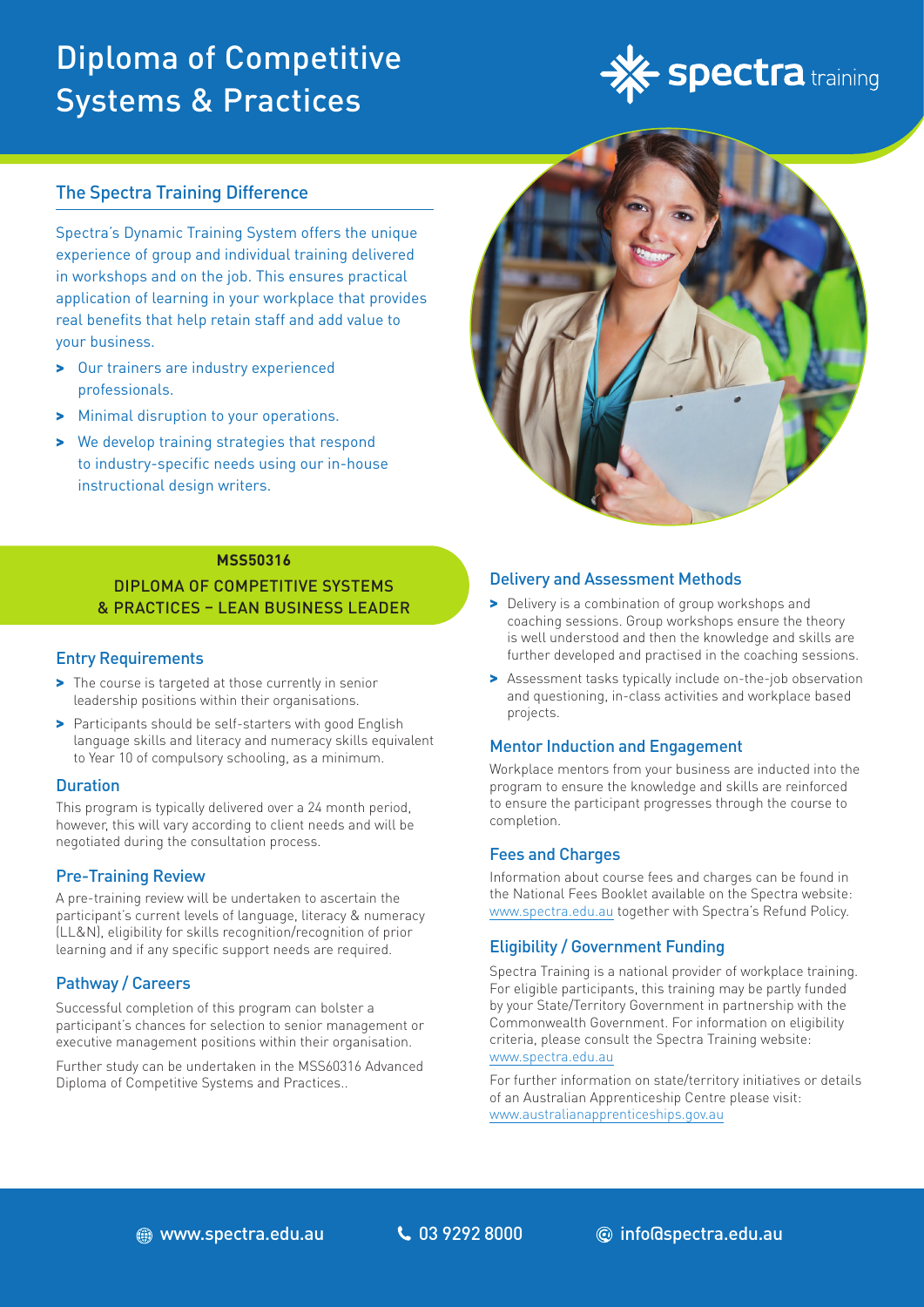# Diploma of Competitive Systems & Practices

spectra training

## The Spectra Training Difference

Spectra's Dynamic Training System offers the unique experience of group and individual training delivered in workshops and on the job. This ensures practical application of learning in your workplace that provides real benefits that help retain staff and add value to your business.

- Our trainers are industry experienced professionals.
- Minimal disruption to your operations.
- We develop training strategies that respond to industry-specific needs using our in-house instructional design writers.

**MSS50316**

## DIPLOMA OF COMPETITIVE SYSTEMS & PRACTICES – LEAN BUSINESS LEADER

### Entry Requirements

- The course is targeted at those currently in senior leadership positions within their organisations.
- Participants should be self-starters with good English language skills and literacy and numeracy skills equivalent to Year 10 of compulsory schooling, as a minimum.

### Duration

This program is typically delivered over a 24 month period, however, this will vary according to client needs and will be negotiated during the consultation process.

### Pre-Training Review

A pre-training review will be undertaken to ascertain the participant's current levels of language, literacy & numeracy (LL&N), eligibility for skills recognition/recognition of prior learning and if any specific support needs are required.

### Pathway / Careers

Successful completion of this program can bolster a participant's chances for selection to senior management or executive management positions within their organisation.

Further study can be undertaken in the MSS60316 Advanced Diploma of Competitive Systems and Practices..

### Delivery and Assessment Methods

- Delivery is a combination of group workshops and coaching sessions. Group workshops ensure the theory is well understood and then the knowledge and skills are further developed and practised in the coaching sessions.
- Assessment tasks typically include on-the-job observation and questioning, in-class activities and workplace based projects.

### Mentor Induction and Engagement

Workplace mentors from your business are inducted into the program to ensure the knowledge and skills are reinforced to ensure the participant progresses through the course to completion.

### Fees and Charges

Information about course fees and charges can be found in the National Fees Booklet available on the Spectra website: www.spectra.edu.au together with Spectra's Refund Policy.

### Eligibility / Government Funding

Spectra Training is a national provider of workplace training. For eligible participants, this training may be partly funded by your State/Territory Government in partnership with the Commonwealth Government. For information on eligibility criteria, please consult the Spectra Training website: www.spectra.edu.au

For further information on state/territory initiatives or details of an Australian Apprenticeship Centre please visit: www.australianapprenticeships.gov.au

www.spectra.edu.au | 03 9292 8000 | info@spectra.edu.au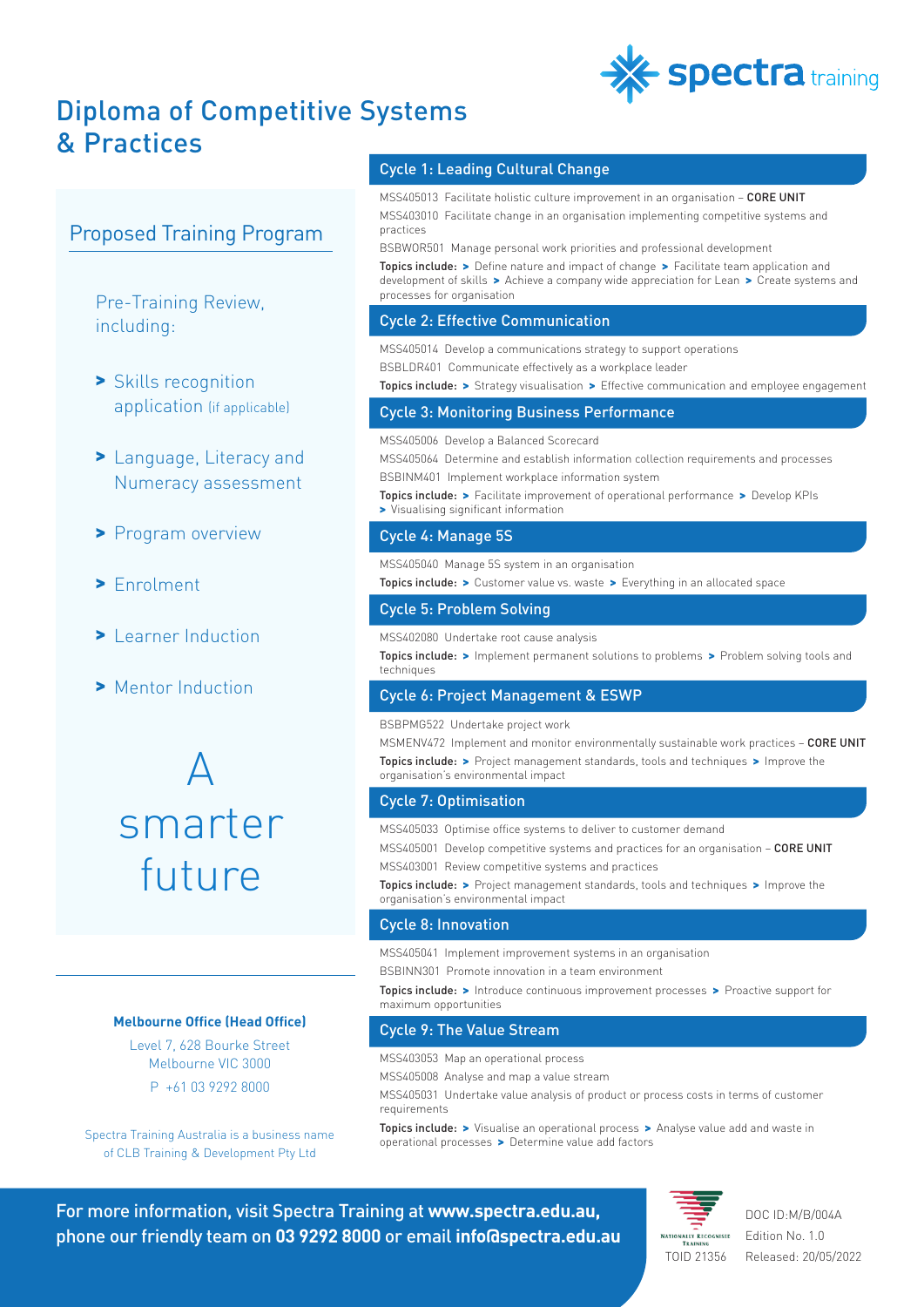# Diploma of Competitive Systems & Practices

## Proposed Training Program

Pre-Training Review, including:

- Skills recognition application (if applicable)
- Language, Literacy and Numeracy assessment
- Program overview
- Enrolment
- Learner Induction
- Mentor Induction

A smarter future

### Cycle 1: Leading Cultural Change

MSS405013 Facilitate holistic culture improvement in an organisation – **CORE UNIT**

MSS403010 Facilitate change in an organisation implementing competitive systems and practices

BSBWOR501 Manage personal work priorities and professional development

**Topics include:** > Define nature and impact of change > Facilitate team application and development of skills > Achieve a company wide appreciation for Lean > Create systems and processes for organisation

### Cycle 2: Effective Communication

MSS405014 Develop a communications strategy to support operations

BSBLDR401 Communicate effectively as a workplace leader

**Topics include:** > Strategy visualisation > Effective communication and employee engagement

### Cycle 3: Monitoring Business Performance

MSS405006 Develop a Balanced Scorecard

MSS405064 Determine and establish information collection requirements and processes

BSBINM401 Implement workplace information system

**Topics include:** > Facilitate improvement of operational performance > Develop KPIs > Visualising significant information

### Cycle 4: Manage 5S

MSS405040 Manage 5S system in an organisation

**Topics include:** > Customer value vs. waste > Everything in an allocated space

### Cycle 5: Problem Solving

MSS402080 Undertake root cause analysis

**Topics include:** > Implement permanent solutions to problems > Problem solving tools and techniques

### Cycle 6: Project Management & ESWP

BSBPMG522 Undertake project work

MSMENV472 Implement and monitor environmentally sustainable work practices – **CORE UNIT**

**Topics include:** > Project management standards, tools and techniques > Improve the organisation's environmental impact

### Cycle 7: Optimisation

MSS405033 Optimise office systems to deliver to customer demand

MSS405001 Develop competitive systems and practices for an organisation – **CORE UNIT**

MSS403001 Review competitive systems and practices

**Topics include:** > Project management standards, tools and techniques > Improve the organisation's environmental impact

### Cycle 8: Innovation

MSS405041 Implement improvement systems in an organisation

BSBINN301 Promote innovation in a team environment

**Topics include:** > Introduce continuous improvement processes > Proactive support for maximum opportunities

### Cycle 9: The Value Stream

MSS403053 Map an operational process

MSS405008 Analyse and map a value stream

MSS405031 Undertake value analysis of product or process costs in terms of customer requirements

**Topics include:** > Visualise an operational process > Analyse value add and waste in operational processes > Determine value add factors

**Melbourne Office (Head Office)**

Level 7, 628 Bourke Street
Melbourne VIC 3000
P +61 03 9292 8000

Spectra Training Australia is a business name of CLB Training & Development Pty Ltd

For more information, visit Spectra Training at **www.spectra.edu.au**, phone our friendly team on **03 9292 8000** or email **info@spectra.edu.au**

TOID 21356

DOC ID:M/B/004A
Edition No. 1.0
Released: 20/05/2022